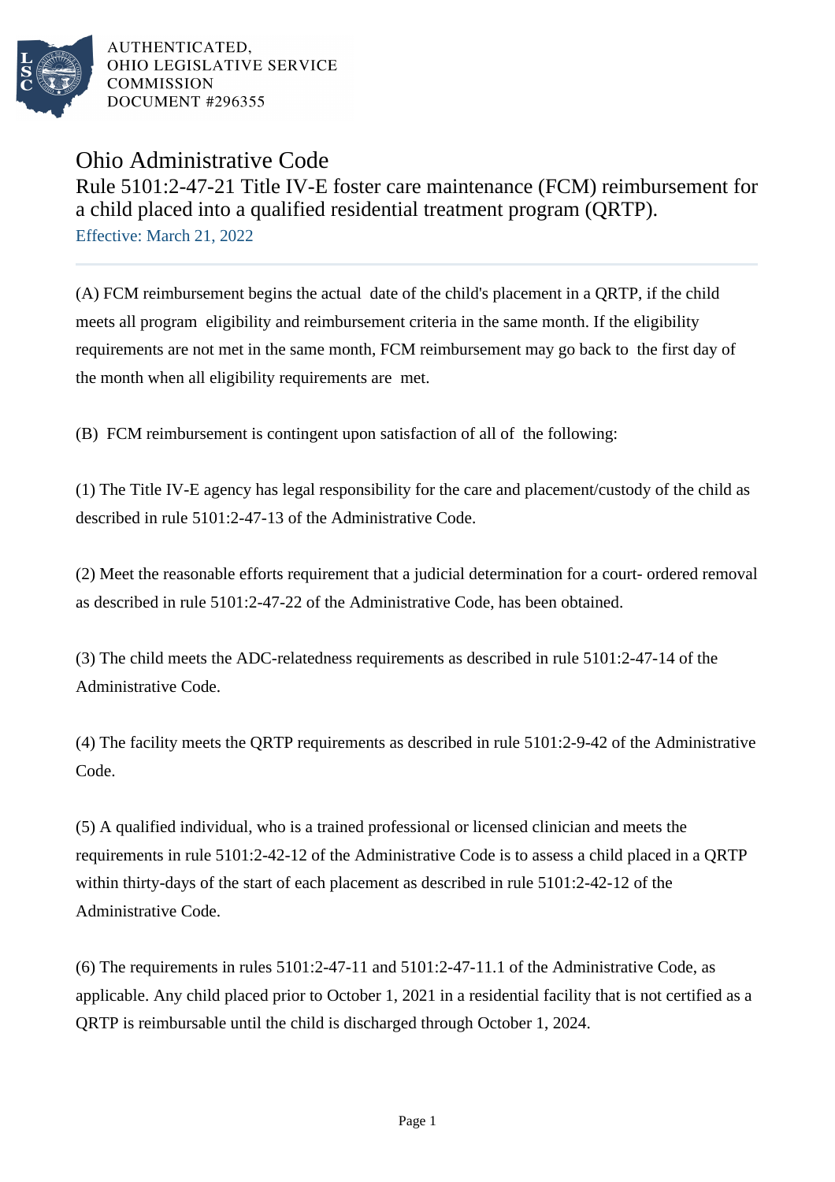AUTHENTICATED,
OHIO LEGISLATIVE SERVICE
COMMISSION
DOCUMENT #296355

# Ohio Administrative Code

## Rule 5101:2-47-21 Title IV-E foster care maintenance (FCM) reimbursement for a child placed into a qualified residential treatment program (QRTP).

Effective: March 21, 2022

(A) FCM reimbursement begins the actual date of the child's placement in a QRTP, if the child meets all program eligibility and reimbursement criteria in the same month. If the eligibility requirements are not met in the same month, FCM reimbursement may go back to the first day of the month when all eligibility requirements are met.

(B) FCM reimbursement is contingent upon satisfaction of all of the following:

(1) The Title IV-E agency has legal responsibility for the care and placement/custody of the child as described in rule 5101:2-47-13 of the Administrative Code.

(2) Meet the reasonable efforts requirement that a judicial determination for a court- ordered removal as described in rule 5101:2-47-22 of the Administrative Code, has been obtained.

(3) The child meets the ADC-relatedness requirements as described in rule 5101:2-47-14 of the Administrative Code.

(4) The facility meets the QRTP requirements as described in rule 5101:2-9-42 of the Administrative Code.

(5) A qualified individual, who is a trained professional or licensed clinician and meets the requirements in rule 5101:2-42-12 of the Administrative Code is to assess a child placed in a QRTP within thirty-days of the start of each placement as described in rule 5101:2-42-12 of the Administrative Code.

(6) The requirements in rules 5101:2-47-11 and 5101:2-47-11.1 of the Administrative Code, as applicable. Any child placed prior to October 1, 2021 in a residential facility that is not certified as a QRTP is reimbursable until the child is discharged through October 1, 2024.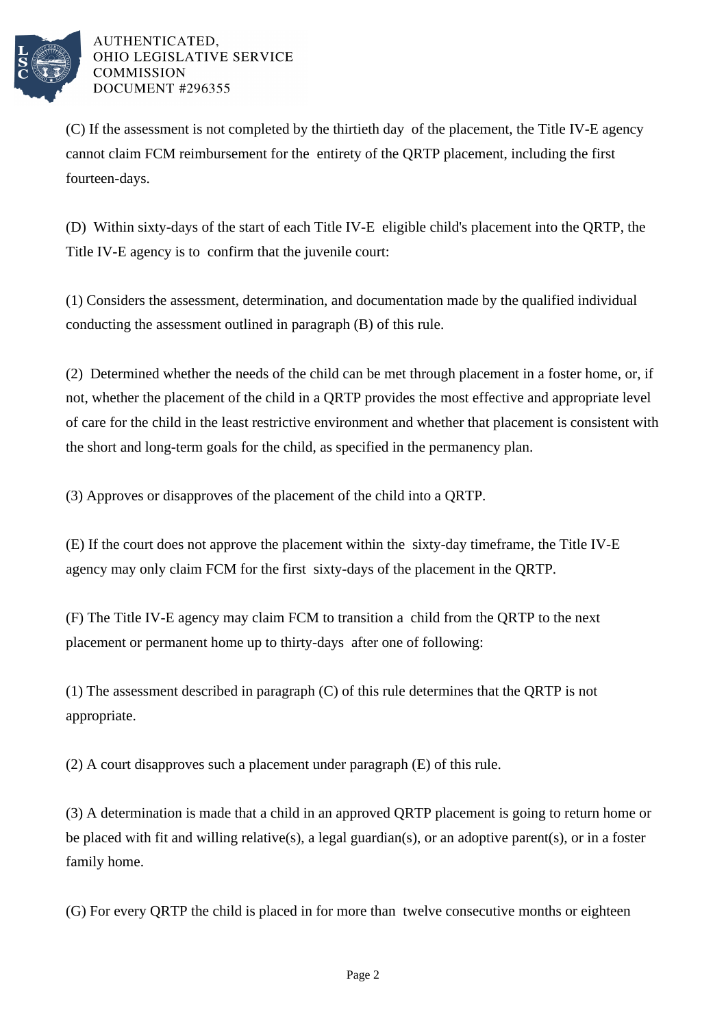(C) If the assessment is not completed by the thirtieth day of the placement, the Title IV-E agency cannot claim FCM reimbursement for the entirety of the QRTP placement, including the first fourteen-days.

(D) Within sixty-days of the start of each Title IV-E eligible child's placement into the QRTP, the Title IV-E agency is to confirm that the juvenile court:

(1) Considers the assessment, determination, and documentation made by the qualified individual conducting the assessment outlined in paragraph (B) of this rule.

(2) Determined whether the needs of the child can be met through placement in a foster home, or, if not, whether the placement of the child in a QRTP provides the most effective and appropriate level of care for the child in the least restrictive environment and whether that placement is consistent with the short and long-term goals for the child, as specified in the permanency plan.

(3) Approves or disapproves of the placement of the child into a QRTP.

(E) If the court does not approve the placement within the sixty-day timeframe, the Title IV-E agency may only claim FCM for the first sixty-days of the placement in the QRTP.

(F) The Title IV-E agency may claim FCM to transition a child from the QRTP to the next placement or permanent home up to thirty-days after one of following:

(1) The assessment described in paragraph (C) of this rule determines that the QRTP is not appropriate.

(2) A court disapproves such a placement under paragraph (E) of this rule.

(3) A determination is made that a child in an approved QRTP placement is going to return home or be placed with fit and willing relative(s), a legal guardian(s), or an adoptive parent(s), or in a foster family home.

(G) For every QRTP the child is placed in for more than twelve consecutive months or eighteen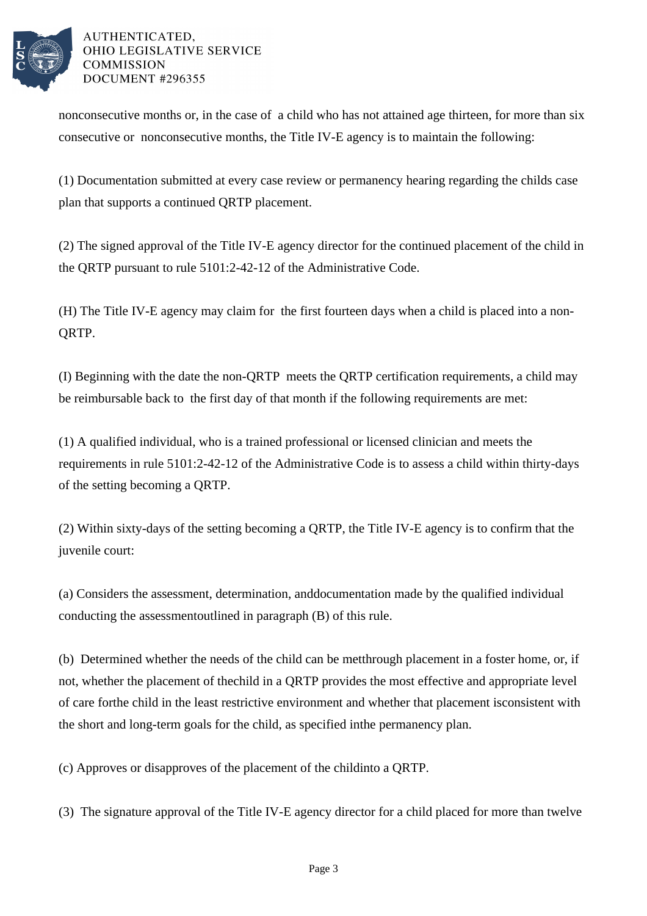nonconsecutive months or, in the case of a child who has not attained age thirteen, for more than six consecutive or nonconsecutive months, the Title IV-E agency is to maintain the following:

(1) Documentation submitted at every case review or permanency hearing regarding the childs case plan that supports a continued QRTP placement.

(2) The signed approval of the Title IV-E agency director for the continued placement of the child in the QRTP pursuant to rule 5101:2-42-12 of the Administrative Code.

(H) The Title IV-E agency may claim for the first fourteen days when a child is placed into a non-QRTP.

(I) Beginning with the date the non-QRTP meets the QRTP certification requirements, a child may be reimbursable back to the first day of that month if the following requirements are met:

(1) A qualified individual, who is a trained professional or licensed clinician and meets the requirements in rule 5101:2-42-12 of the Administrative Code is to assess a child within thirty-days of the setting becoming a QRTP.

(2) Within sixty-days of the setting becoming a QRTP, the Title IV-E agency is to confirm that the juvenile court:

(a) Considers the assessment, determination, anddocumentation made by the qualified individual conducting the assessmentoutlined in paragraph (B) of this rule.

(b) Determined whether the needs of the child can be metthrough placement in a foster home, or, if not, whether the placement of thechild in a QRTP provides the most effective and appropriate level of care forthe child in the least restrictive environment and whether that placement isconsistent with the short and long-term goals for the child, as specified inthe permanency plan.

(c) Approves or disapproves of the placement of the childinto a QRTP.

(3) The signature approval of the Title IV-E agency director for a child placed for more than twelve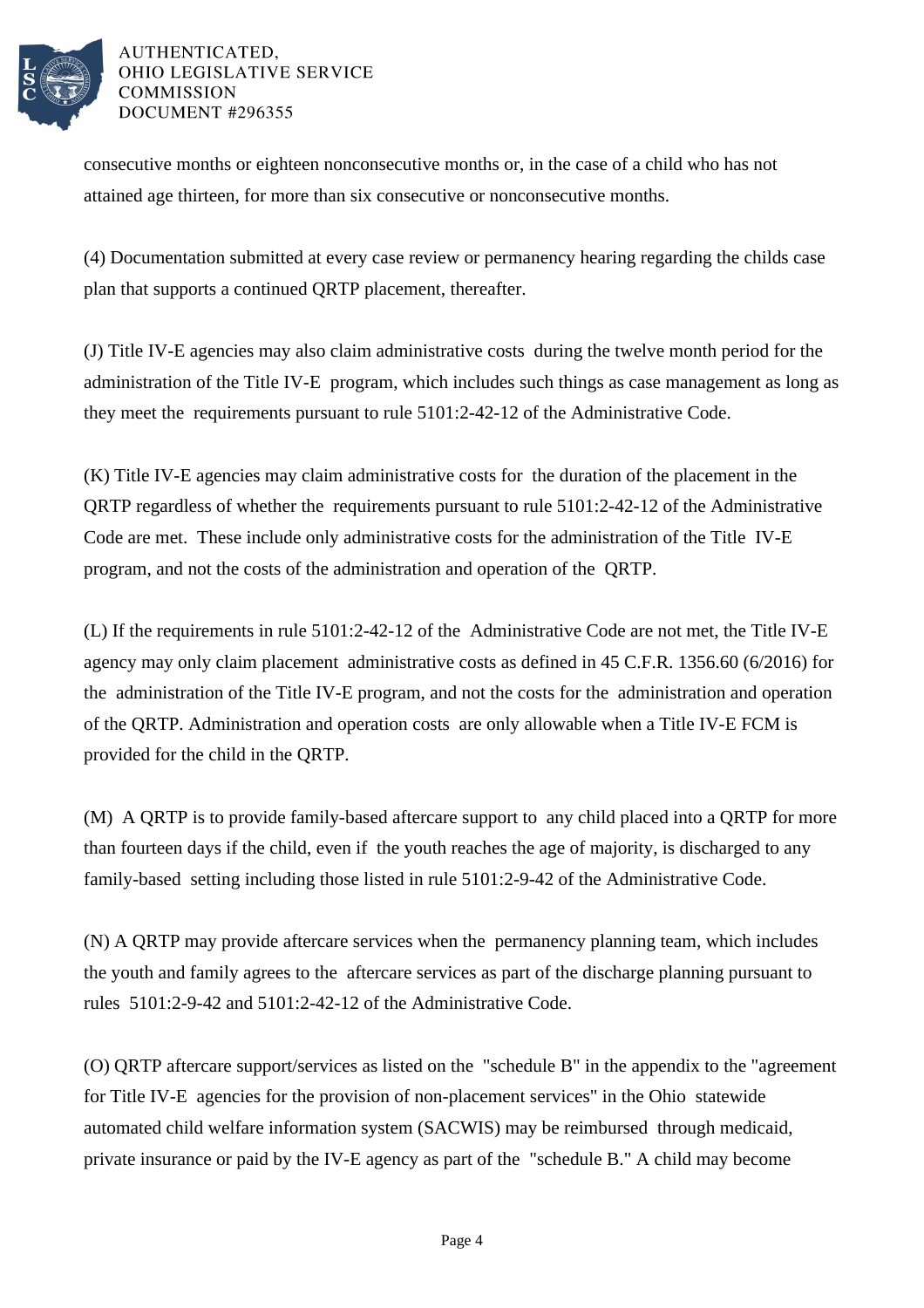consecutive months or eighteen nonconsecutive months or, in the case of a child who has not attained age thirteen, for more than six consecutive or nonconsecutive months.

(4) Documentation submitted at every case review or permanency hearing regarding the childs case plan that supports a continued QRTP placement, thereafter.

(J) Title IV-E agencies may also claim administrative costs during the twelve month period for the administration of the Title IV-E program, which includes such things as case management as long as they meet the requirements pursuant to rule 5101:2-42-12 of the Administrative Code.

(K) Title IV-E agencies may claim administrative costs for the duration of the placement in the QRTP regardless of whether the requirements pursuant to rule 5101:2-42-12 of the Administrative Code are met. These include only administrative costs for the administration of the Title IV-E program, and not the costs of the administration and operation of the QRTP.

(L) If the requirements in rule 5101:2-42-12 of the Administrative Code are not met, the Title IV-E agency may only claim placement administrative costs as defined in 45 C.F.R. 1356.60 (6/2016) for the administration of the Title IV-E program, and not the costs for the administration and operation of the QRTP. Administration and operation costs are only allowable when a Title IV-E FCM is provided for the child in the QRTP.

(M) A QRTP is to provide family-based aftercare support to any child placed into a QRTP for more than fourteen days if the child, even if the youth reaches the age of majority, is discharged to any family-based setting including those listed in rule 5101:2-9-42 of the Administrative Code.

(N) A QRTP may provide aftercare services when the permanency planning team, which includes the youth and family agrees to the aftercare services as part of the discharge planning pursuant to rules 5101:2-9-42 and 5101:2-42-12 of the Administrative Code.

(O) QRTP aftercare support/services as listed on the "schedule B" in the appendix to the "agreement for Title IV-E agencies for the provision of non-placement services" in the Ohio statewide automated child welfare information system (SACWIS) may be reimbursed through medicaid, private insurance or paid by the IV-E agency as part of the "schedule B." A child may become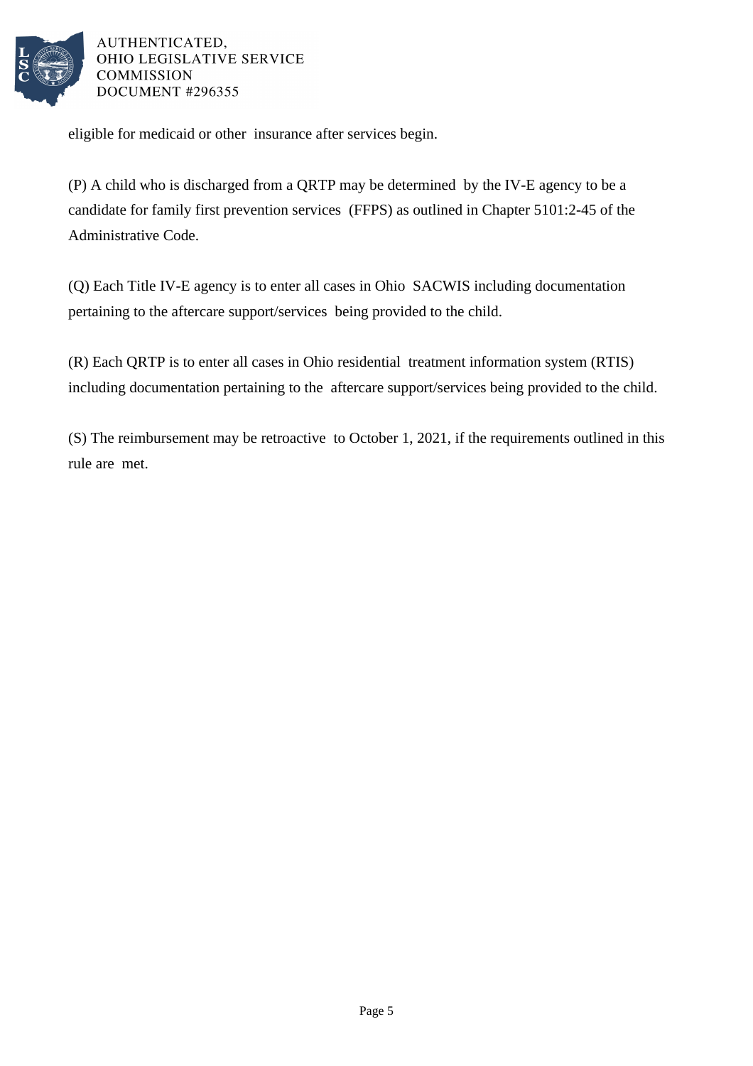eligible for medicaid or other insurance after services begin.

(P) A child who is discharged from a QRTP may be determined by the IV-E agency to be a candidate for family first prevention services (FFPS) as outlined in Chapter 5101:2-45 of the Administrative Code.

(Q) Each Title IV-E agency is to enter all cases in Ohio SACWIS including documentation pertaining to the aftercare support/services being provided to the child.

(R) Each QRTP is to enter all cases in Ohio residential treatment information system (RTIS) including documentation pertaining to the aftercare support/services being provided to the child.

(S) The reimbursement may be retroactive to October 1, 2021, if the requirements outlined in this rule are met.